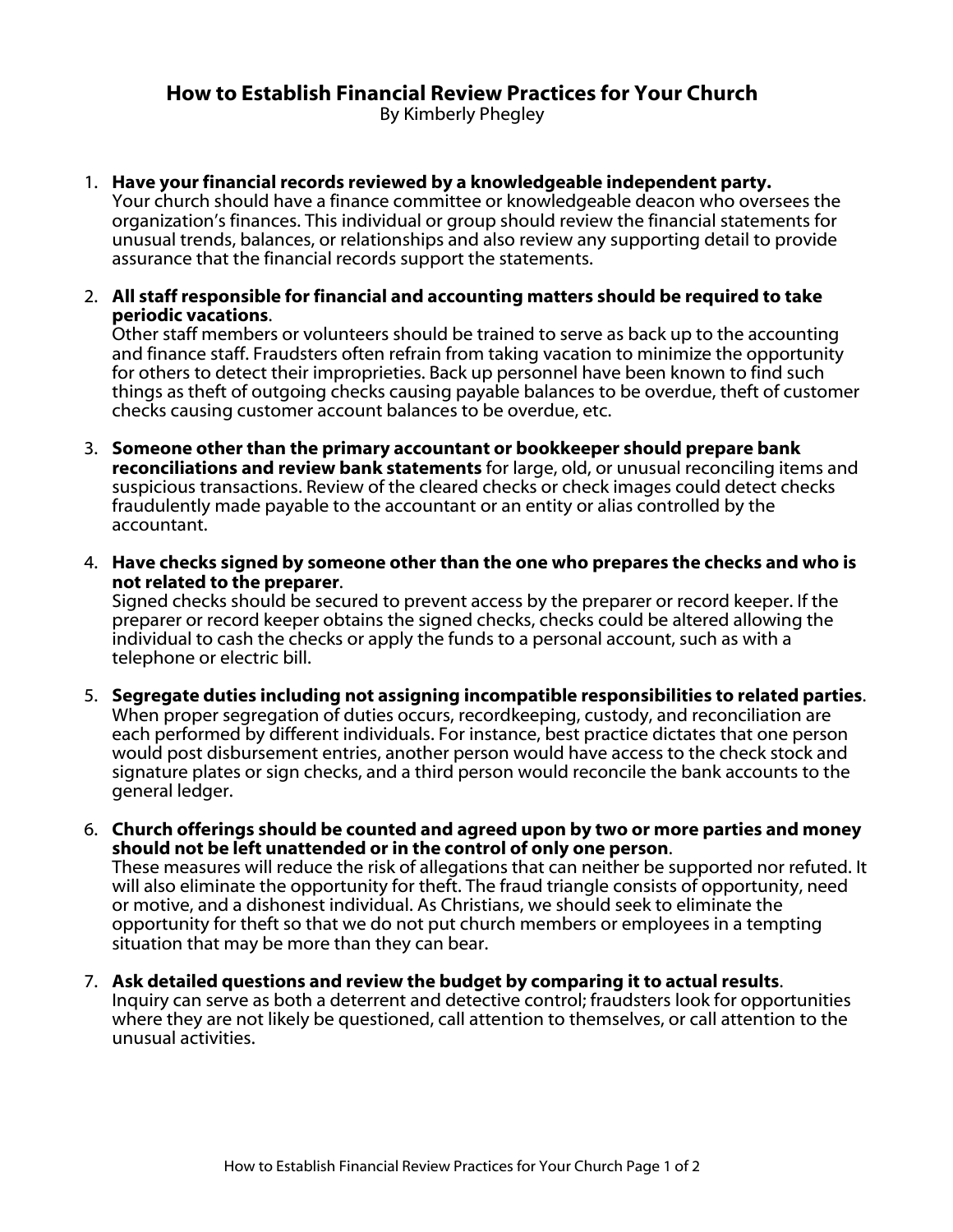# How to Establish Financial Review Practices for Your Church

By Kimberly Phegley

1. **Have your financial records reviewed by a knowledgeable independent party.**
   Your church should have a finance committee or knowledgeable deacon who oversees the organization's finances. This individual or group should review the financial statements for unusual trends, balances, or relationships and also review any supporting detail to provide assurance that the financial records support the statements.

2. **All staff responsible for financial and accounting matters should be required to take periodic vacations**.
   Other staff members or volunteers should be trained to serve as back up to the accounting and finance staff. Fraudsters often refrain from taking vacation to minimize the opportunity for others to detect their improprieties. Back up personnel have been known to find such things as theft of outgoing checks causing payable balances to be overdue, theft of customer checks causing customer account balances to be overdue, etc.

3. **Someone other than the primary accountant or bookkeeper should prepare bank reconciliations and review bank statements** for large, old, or unusual reconciling items and suspicious transactions. Review of the cleared checks or check images could detect checks fraudulently made payable to the accountant or an entity or alias controlled by the accountant.

4. **Have checks signed by someone other than the one who prepares the checks and who is not related to the preparer**.
   Signed checks should be secured to prevent access by the preparer or record keeper. If the preparer or record keeper obtains the signed checks, checks could be altered allowing the individual to cash the checks or apply the funds to a personal account, such as with a telephone or electric bill.

5. **Segregate duties including not assigning incompatible responsibilities to related parties**.
   When proper segregation of duties occurs, recordkeeping, custody, and reconciliation are each performed by different individuals. For instance, best practice dictates that one person would post disbursement entries, another person would have access to the check stock and signature plates or sign checks, and a third person would reconcile the bank accounts to the general ledger.

6. **Church offerings should be counted and agreed upon by two or more parties and money should not be left unattended or in the control of only one person**.
   These measures will reduce the risk of allegations that can neither be supported nor refuted. It will also eliminate the opportunity for theft. The fraud triangle consists of opportunity, need or motive, and a dishonest individual. As Christians, we should seek to eliminate the opportunity for theft so that we do not put church members or employees in a tempting situation that may be more than they can bear.

7. **Ask detailed questions and review the budget by comparing it to actual results**.
   Inquiry can serve as both a deterrent and detective control; fraudsters look for opportunities where they are not likely be questioned, call attention to themselves, or call attention to the unusual activities.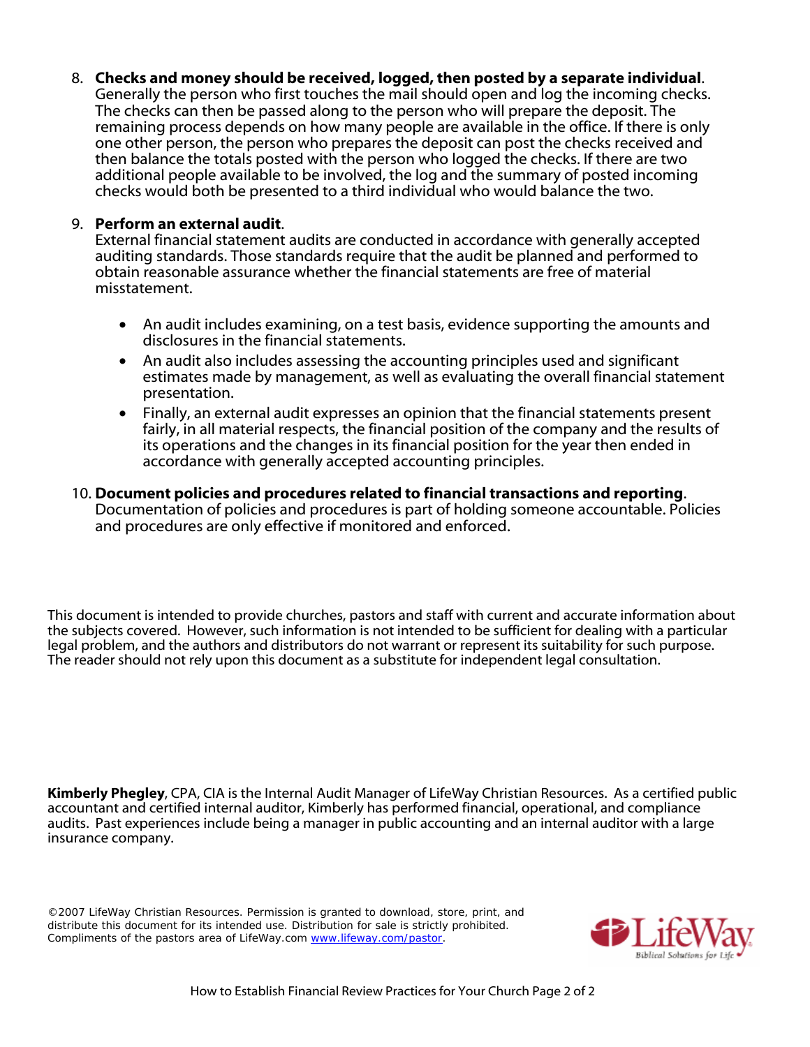8. **Checks and money should be received, logged, then posted by a separate individual**. Generally the person who first touches the mail should open and log the incoming checks. The checks can then be passed along to the person who will prepare the deposit. The remaining process depends on how many people are available in the office. If there is only one other person, the person who prepares the deposit can post the checks received and then balance the totals posted with the person who logged the checks. If there are two additional people available to be involved, the log and the summary of posted incoming checks would both be presented to a third individual who would balance the two.

9. **Perform an external audit**.
   External financial statement audits are conducted in accordance with generally accepted auditing standards. Those standards require that the audit be planned and performed to obtain reasonable assurance whether the financial statements are free of material misstatement.

   - An audit includes examining, on a test basis, evidence supporting the amounts and disclosures in the financial statements.
   - An audit also includes assessing the accounting principles used and significant estimates made by management, as well as evaluating the overall financial statement presentation.
   - Finally, an external audit expresses an opinion that the financial statements present fairly, in all material respects, the financial position of the company and the results of its operations and the changes in its financial position for the year then ended in accordance with generally accepted accounting principles.

10. **Document policies and procedures related to financial transactions and reporting**. Documentation of policies and procedures is part of holding someone accountable. Policies and procedures are only effective if monitored and enforced.

This document is intended to provide churches, pastors and staff with current and accurate information about the subjects covered. However, such information is not intended to be sufficient for dealing with a particular legal problem, and the authors and distributors do not warrant or represent its suitability for such purpose. The reader should not rely upon this document as a substitute for independent legal consultation.

**Kimberly Phegley**, CPA, CIA is the Internal Audit Manager of LifeWay Christian Resources. As a certified public accountant and certified internal auditor, Kimberly has performed financial, operational, and compliance audits. Past experiences include being a manager in public accounting and an internal auditor with a large insurance company.

©2007 LifeWay Christian Resources. Permission is granted to download, store, print, and distribute this document for its intended use. Distribution for sale is strictly prohibited. Compliments of the pastors area of LifeWay.com www.lifeway.com/pastor.

LifeWay
Biblical Solutions for Life